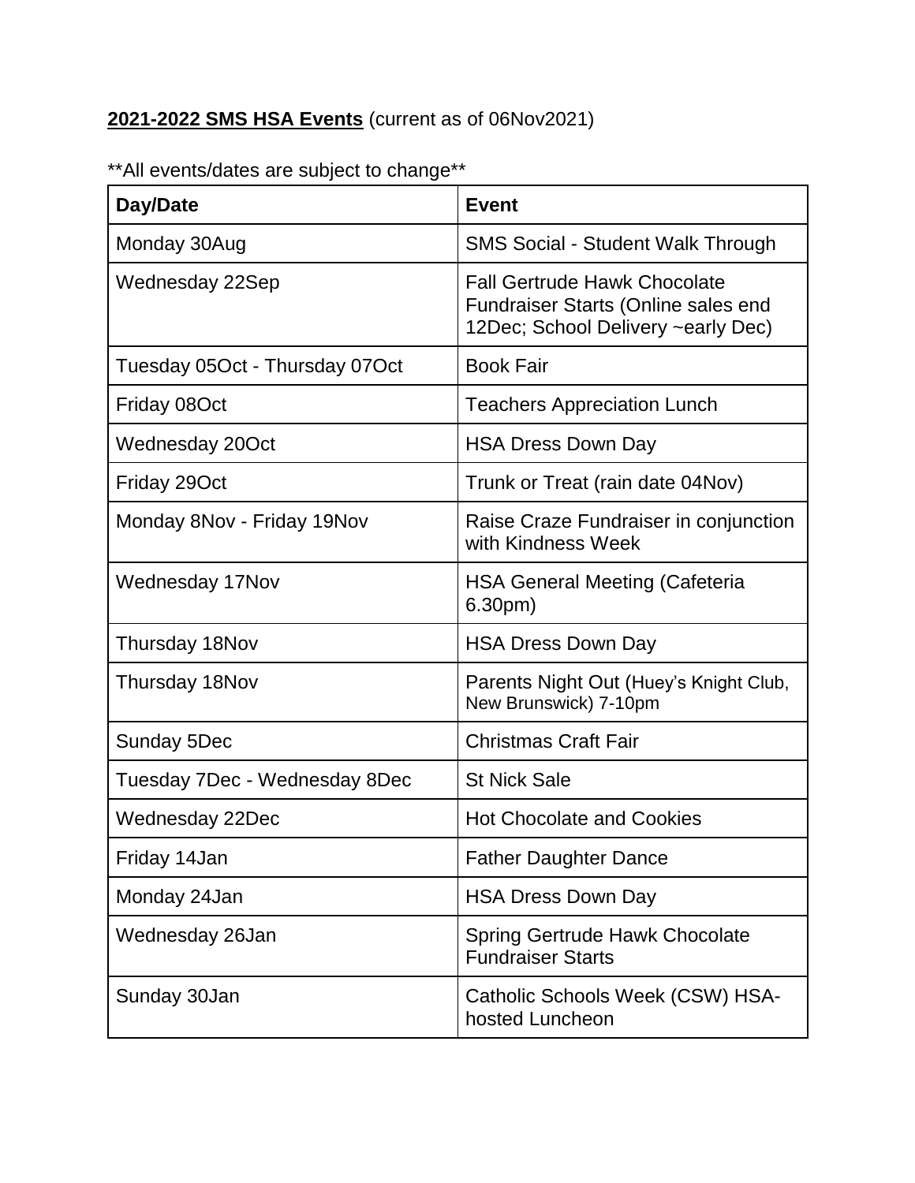**2021-2022 SMS HSA Events** (current as of 06Nov2021)

**All events/dates are subject to change**

| Day/Date | Event |
|---|---|
| Monday 30Aug | SMS Social - Student Walk Through |
| Wednesday 22Sep | Fall Gertrude Hawk Chocolate Fundraiser Starts (Online sales end 12Dec; School Delivery ~early Dec) |
| Tuesday 05Oct - Thursday 07Oct | Book Fair |
| Friday 08Oct | Teachers Appreciation Lunch |
| Wednesday 20Oct | HSA Dress Down Day |
| Friday 29Oct | Trunk or Treat (rain date 04Nov) |
| Monday 8Nov - Friday 19Nov | Raise Craze Fundraiser in conjunction with Kindness Week |
| Wednesday 17Nov | HSA General Meeting (Cafeteria 6.30pm) |
| Thursday 18Nov | HSA Dress Down Day |
| Thursday 18Nov | Parents Night Out (Huey's Knight Club, New Brunswick) 7-10pm |
| Sunday 5Dec | Christmas Craft Fair |
| Tuesday 7Dec - Wednesday 8Dec | St Nick Sale |
| Wednesday 22Dec | Hot Chocolate and Cookies |
| Friday 14Jan | Father Daughter Dance |
| Monday 24Jan | HSA Dress Down Day |
| Wednesday 26Jan | Spring Gertrude Hawk Chocolate Fundraiser Starts |
| Sunday 30Jan | Catholic Schools Week (CSW) HSA-hosted Luncheon |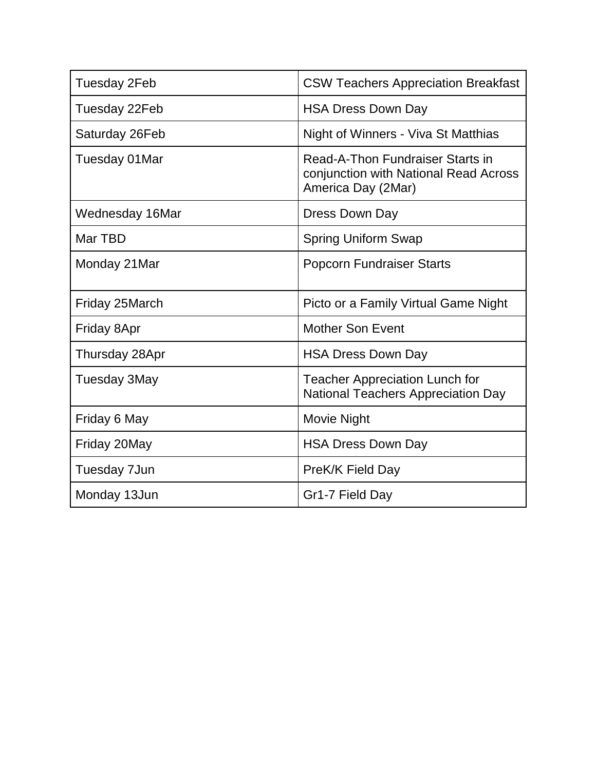| | |
|---|---|
| Tuesday 2Feb | CSW Teachers Appreciation Breakfast |
| Tuesday 22Feb | HSA Dress Down Day |
| Saturday 26Feb | Night of Winners - Viva St Matthias |
| Tuesday 01Mar | Read-A-Thon Fundraiser Starts in conjunction with National Read Across America Day (2Mar) |
| Wednesday 16Mar | Dress Down Day |
| Mar TBD | Spring Uniform Swap |
| Monday 21Mar | Popcorn Fundraiser Starts |
| Friday 25March | Picto or a Family Virtual Game Night |
| Friday 8Apr | Mother Son Event |
| Thursday 28Apr | HSA Dress Down Day |
| Tuesday 3May | Teacher Appreciation Lunch for National Teachers Appreciation Day |
| Friday 6 May | Movie Night |
| Friday 20May | HSA Dress Down Day |
| Tuesday 7Jun | PreK/K Field Day |
| Monday 13Jun | Gr1-7 Field Day |